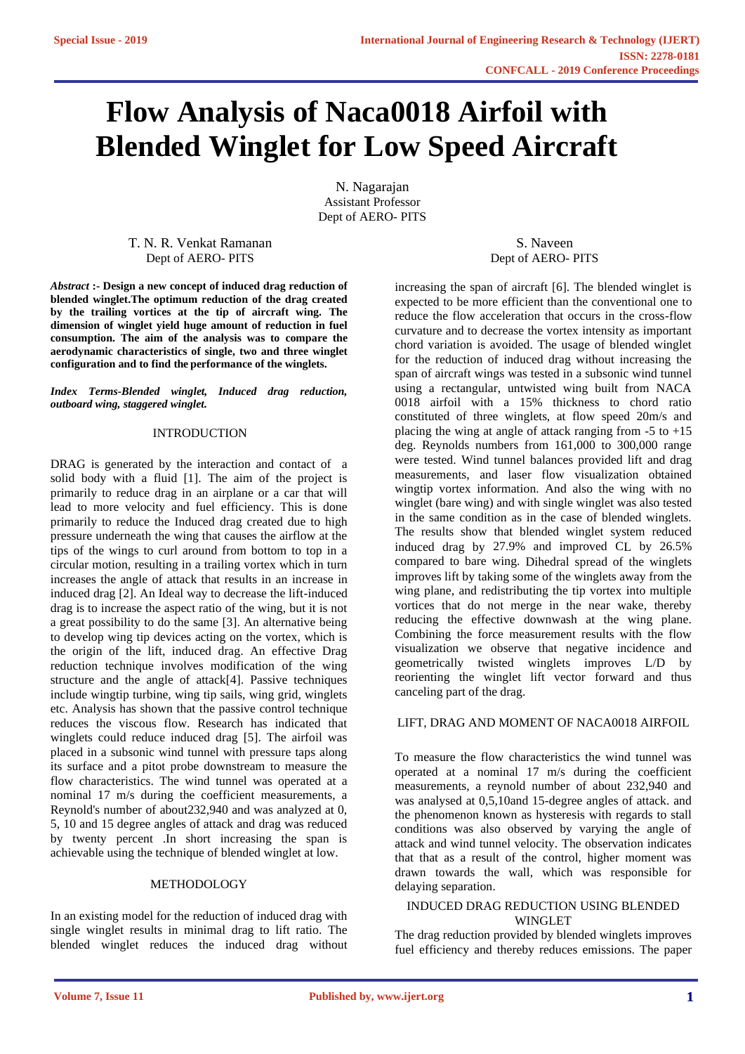# Flow Analysis of Naca0018 Airfoil with Blended Winglet for Low Speed Aircraft

N. Nagarajan
Assistant Professor
Dept of AERO- PITS

T. N. R. Venkat Ramanan
Dept of AERO- PITS

S. Naveen
Dept of AERO- PITS

***Abstract* :- Design a new concept of induced drag reduction of blended winglet.The optimum reduction of the drag created by the trailing vortices at the tip of aircraft wing. The dimension of winglet yield huge amount of reduction in fuel consumption. The aim of the analysis was to compare the aerodynamic characteristics of single, two and three winglet configuration and to find the performance of the winglets.**

***Index Terms-Blended winglet, Induced drag reduction, outboard wing, staggered winglet.***

## INTRODUCTION

DRAG is generated by the interaction and contact of a solid body with a fluid [1]. The aim of the project is primarily to reduce drag in an airplane or a car that will lead to more velocity and fuel efficiency. This is done primarily to reduce the Induced drag created due to high pressure underneath the wing that causes the airflow at the tips of the wings to curl around from bottom to top in a circular motion, resulting in a trailing vortex which in turn increases the angle of attack that results in an increase in induced drag [2]. An Ideal way to decrease the lift-induced drag is to increase the aspect ratio of the wing, but it is not a great possibility to do the same [3]. An alternative being to develop wing tip devices acting on the vortex, which is the origin of the lift, induced drag. An effective Drag reduction technique involves modification of the wing structure and the angle of attack[4]. Passive techniques include wingtip turbine, wing tip sails, wing grid, winglets etc. Analysis has shown that the passive control technique reduces the viscous flow. Research has indicated that winglets could reduce induced drag [5]. The airfoil was placed in a subsonic wind tunnel with pressure taps along its surface and a pitot probe downstream to measure the flow characteristics. The wind tunnel was operated at a nominal 17 m/s during the coefficient measurements, a Reynold's number of about232,940 and was analyzed at 0, 5, 10 and 15 degree angles of attack and drag was reduced by twenty percent .In short increasing the span is achievable using the technique of blended winglet at low.

## METHODOLOGY

In an existing model for the reduction of induced drag with single winglet results in minimal drag to lift ratio. The blended winglet reduces the induced drag without increasing the span of aircraft [6]. The blended winglet is expected to be more efficient than the conventional one to reduce the flow acceleration that occurs in the cross-flow curvature and to decrease the vortex intensity as important chord variation is avoided. The usage of blended winglet for the reduction of induced drag without increasing the span of aircraft wings was tested in a subsonic wind tunnel using a rectangular, untwisted wing built from NACA 0018 airfoil with a 15% thickness to chord ratio constituted of three winglets, at flow speed 20m/s and placing the wing at angle of attack ranging from -5 to +15 deg. Reynolds numbers from 161,000 to 300,000 range were tested. Wind tunnel balances provided lift and drag measurements, and laser flow visualization obtained wingtip vortex information. And also the wing with no winglet (bare wing) and with single winglet was also tested in the same condition as in the case of blended winglets. The results show that blended winglet system reduced induced drag by 27.9% and improved CL by 26.5% compared to bare wing. Dihedral spread of the winglets improves lift by taking some of the winglets away from the wing plane, and redistributing the tip vortex into multiple vortices that do not merge in the near wake, thereby reducing the effective downwash at the wing plane. Combining the force measurement results with the flow visualization we observe that negative incidence and geometrically twisted winglets improves L/D by reorienting the winglet lift vector forward and thus canceling part of the drag.

## LIFT, DRAG AND MOMENT OF NACA0018 AIRFOIL

To measure the flow characteristics the wind tunnel was operated at a nominal 17 m/s during the coefficient measurements, a reynold number of about 232,940 and was analysed at 0,5,10and 15-degree angles of attack. and the phenomenon known as hysteresis with regards to stall conditions was also observed by varying the angle of attack and wind tunnel velocity. The observation indicates that that as a result of the control, higher moment was drawn towards the wall, which was responsible for delaying separation.

## INDUCED DRAG REDUCTION USING BLENDED WINGLET

The drag reduction provided by blended winglets improves fuel efficiency and thereby reduces emissions. The paper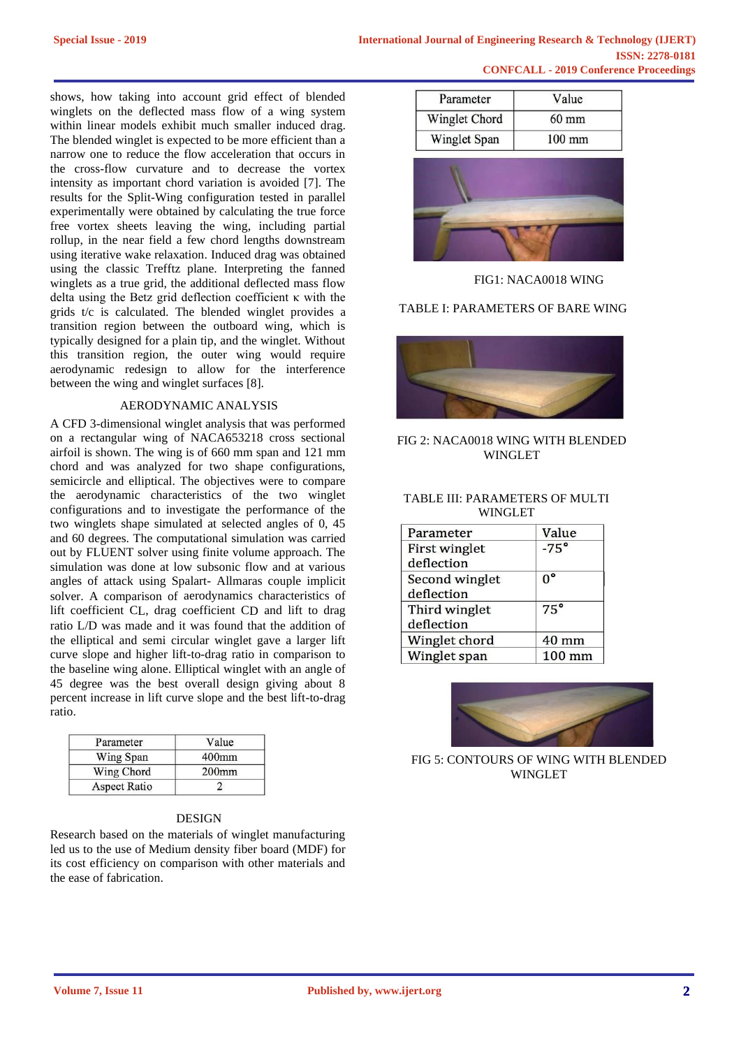shows, how taking into account grid effect of blended winglets on the deflected mass flow of a wing system within linear models exhibit much smaller induced drag. The blended winglet is expected to be more efficient than a narrow one to reduce the flow acceleration that occurs in the cross-flow curvature and to decrease the vortex intensity as important chord variation is avoided [7]. The results for the Split-Wing configuration tested in parallel experimentally were obtained by calculating the true force free vortex sheets leaving the wing, including partial rollup, in the near field a few chord lengths downstream using iterative wake relaxation. Induced drag was obtained using the classic Trefftz plane. Interpreting the fanned winglets as a true grid, the additional deflected mass flow delta using the Betz grid deflection coefficient κ with the grids t/c is calculated. The blended winglet provides a transition region between the outboard wing, which is typically designed for a plain tip, and the winglet. Without this transition region, the outer wing would require aerodynamic redesign to allow for the interference between the wing and winglet surfaces [8].

## AERODYNAMIC ANALYSIS

A CFD 3-dimensional winglet analysis that was performed on a rectangular wing of NACA653218 cross sectional airfoil is shown. The wing is of 660 mm span and 121 mm chord and was analyzed for two shape configurations, semicircle and elliptical. The objectives were to compare the aerodynamic characteristics of the two winglet configurations and to investigate the performance of the two winglets shape simulated at selected angles of 0, 45 and 60 degrees. The computational simulation was carried out by FLUENT solver using finite volume approach. The simulation was done at low subsonic flow and at various angles of attack using Spalart- Allmaras couple implicit solver. A comparison of aerodynamics characteristics of lift coefficient $C_L$, drag coefficient $C_D$ and lift to drag ratio L/D was made and it was found that the addition of the elliptical and semi circular winglet gave a larger lift curve slope and higher lift-to-drag ratio in comparison to the baseline wing alone. Elliptical winglet with an angle of 45 degree was the best overall design giving about 8 percent increase in lift curve slope and the best lift-to-drag ratio.

| Parameter | Value |
|---|---|
| Wing Span | 400mm |
| Wing Chord | 200mm |
| Aspect Ratio | 2 |

## DESIGN

Research based on the materials of winglet manufacturing led us to the use of Medium density fiber board (MDF) for its cost efficiency on comparison with other materials and the ease of fabrication.

| Parameter | Value |
|---|---|
| Winglet Chord | 60 mm |
| Winglet Span | 100 mm |

FIG1: NACA0018 WING

TABLE I: PARAMETERS OF BARE WING

FIG 2: NACA0018 WING WITH BLENDED WINGLET

TABLE III: PARAMETERS OF MULTI WINGLET

| Parameter | Value |
|---|---|
| First winglet deflection | -75° |
| Second winglet deflection | 0° |
| Third winglet deflection | 75° |
| Winglet chord | 40 mm |
| Winglet span | 100 mm |

FIG 5: CONTOURS OF WING WITH BLENDED WINGLET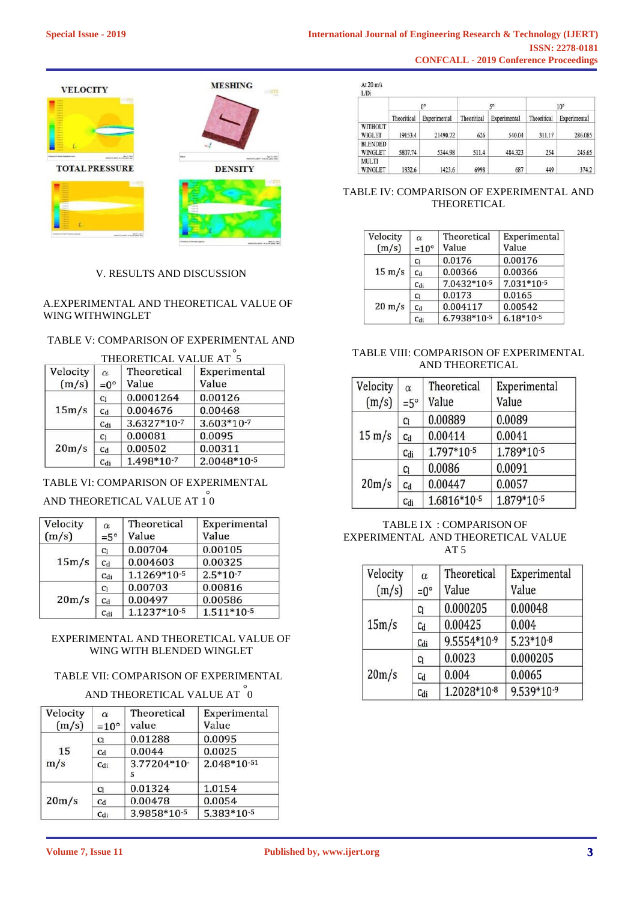VELOCITY

MESHING

TOTAL PRESSURE

DENSITY

## V. RESULTS AND DISCUSSION

### A.EXPERIMENTAL AND THEORETICAL VALUE OF WING WITHWINGLET

TABLE V: COMPARISON OF EXPERIMENTAL AND THEORETICAL VALUE AT $5^{\circ}$

| Velocity (m/s) | $\alpha$ =0° | Theoretical Value | Experimental Value |
|---|---|---|---|
| 15m/s | $c_l$ | 0.0001264 | 0.00126 |
| | $c_d$ | 0.004676 | 0.00468 |
| | $c_{di}$ | $3.6327*10^{-7}$ | $3.603*10^{-7}$ |
| 20m/s | $c_l$ | 0.00081 | 0.0095 |
| | $c_d$ | 0.00502 | 0.00311 |
| | $c_{di}$ | $1.498*10^{-7}$ | $2.0048*10^{-5}$ |

TABLE VI: COMPARISON OF EXPERIMENTAL AND THEORETICAL VALUE AT $10^{\circ}$

| Velocity (m/s) | $\alpha$ =5° | Theoretical Value | Experimental Value |
|---|---|---|---|
| 15m/s | $c_l$ | 0.00704 | 0.00105 |
| | $c_d$ | 0.004603 | 0.00325 |
| | $c_{di}$ | $1.1269*10^{-5}$ | $2.5*10^{-7}$ |
| 20m/s | $c_l$ | 0.00703 | 0.00816 |
| | $c_d$ | 0.00497 | 0.00586 |
| | $c_{di}$ | $1.1237*10^{-5}$ | $1.511*10^{-5}$ |

### EXPERIMENTAL AND THEORETICAL VALUE OF WING WITH BLENDED WINGLET

TABLE VII: COMPARISON OF EXPERIMENTAL AND THEORETICAL VALUE AT $0^{\circ}$

| Velocity (m/s) | $\alpha$ =10° | Theoretical value | Experimental Value |
|---|---|---|---|
| 15 m/s | $c_l$ | 0.01288 | 0.0095 |
| | $c_d$ | 0.0044 | 0.0025 |
| | $c_{di}$ | $3.77204*10^{-5}$ | $2.048*10^{-51}$ |
| 20m/s | $c_l$ | 0.01324 | 1.0154 |
| | $c_d$ | 0.00478 | 0.0054 |
| | $c_{di}$ | $3.9858*10^{-5}$ | $5.383*10^{-5}$ |

At 20 m/s L/Di

| | 0° | | 5° | | 10° | |
|---|---|---|---|---|---|---|
| | Theoritical | Experimental | Theoritical | Experimental | Theoritical | Experimental |
| WITHOUT WIGLET | 19153.4 | 21490.72 | 626 | 540.04 | 311.17 | 286.085 |
| BLENDED WINGLET | 5807.74 | 5344.98 | 511.4 | 484.323 | 254 | 245.65 |
| MULTI WINGLET | 1832.6 | 1423.6 | 6998 | 687 | 449 | 374.2 |

TABLE IV: COMPARISON OF EXPERIMENTAL AND THEORETICAL

| Velocity (m/s) | $\alpha$ =10° | Theoretical Value | Experimental Value |
|---|---|---|---|
| 15 m/s | $c_l$ | 0.0176 | 0.00176 |
| | $c_d$ | 0.00366 | 0.00366 |
| | $c_{di}$ | $7.0432*10^{-5}$ | $7.031*10^{-5}$ |
| 20 m/s | $c_l$ | 0.0173 | 0.0165 |
| | $c_d$ | 0.004117 | 0.00542 |
| | $c_{di}$ | $6.7938*10^{-5}$ | $6.18*10^{-5}$ |

TABLE VIII: COMPARISON OF EXPERIMENTAL AND THEORETICAL

| Velocity (m/s) | $\alpha$ =5° | Theoretical Value | Experimental Value |
|---|---|---|---|
| 15 m/s | $c_l$ | 0.00889 | 0.0089 |
| | $c_d$ | 0.00414 | 0.0041 |
| | $c_{di}$ | $1.797*10^{-5}$ | $1.789*10^{-5}$ |
| 20m/s | $c_l$ | 0.0086 | 0.0091 |
| | $c_d$ | 0.00447 | 0.0057 |
| | $c_{di}$ | $1.6816*10^{-5}$ | $1.879*10^{-5}$ |

TABLE IX : COMPARISON OF EXPERIMENTAL AND THEORETICAL VALUE AT 5

| Velocity (m/s) | $\alpha$ =0° | Theoretical Value | Experimental Value |
|---|---|---|---|
| 15m/s | $c_l$ | 0.000205 | 0.00048 |
| | $c_d$ | 0.00425 | 0.004 |
| | $c_{di}$ | $9.5554*10^{-9}$ | $5.23*10^{-8}$ |
| 20m/s | $c_l$ | 0.0023 | 0.000205 |
| | $c_d$ | 0.004 | 0.0065 |
| | $c_{di}$ | $1.2028*10^{-8}$ | $9.539*10^{-9}$ |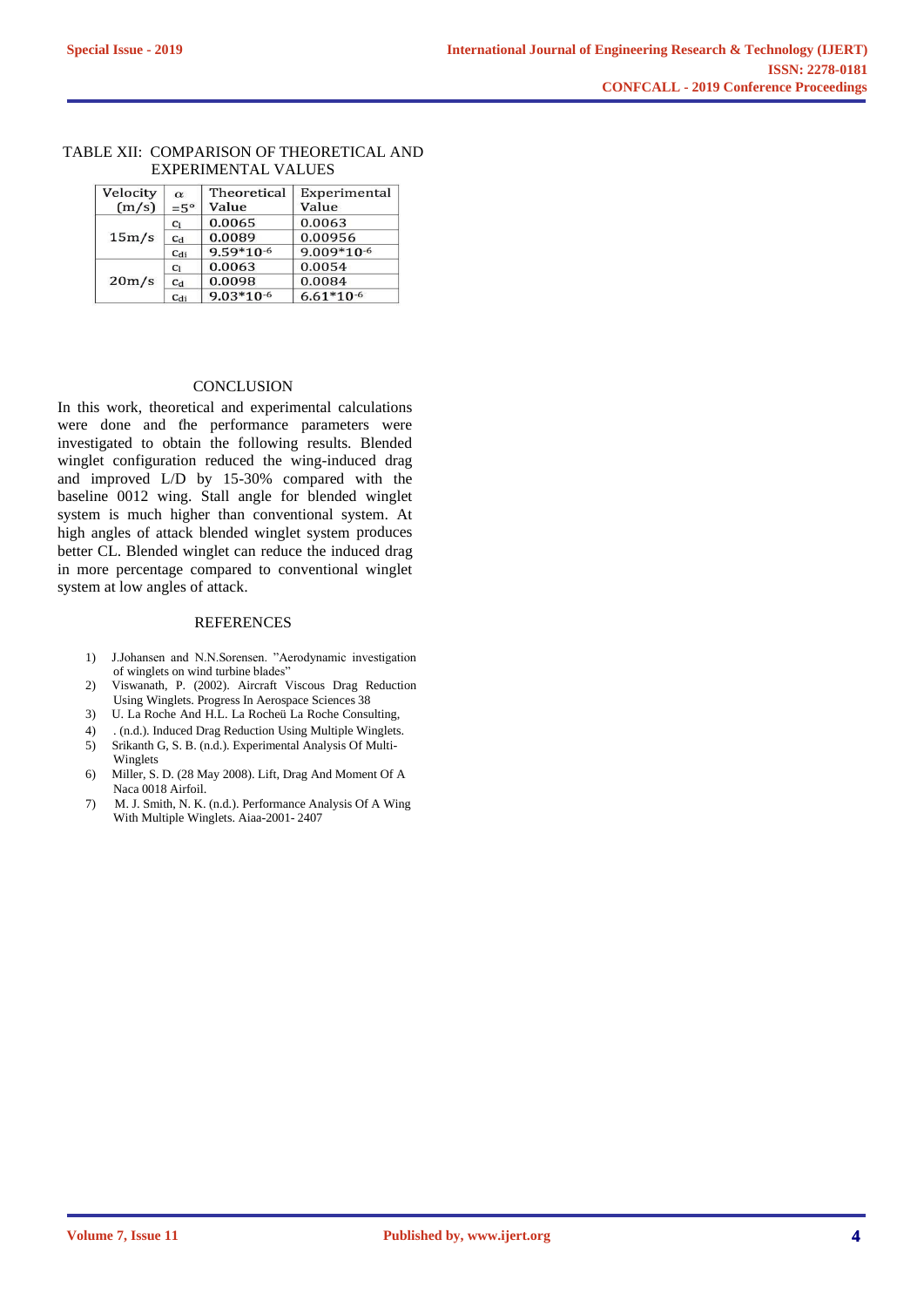TABLE XII: COMPARISON OF THEORETICAL AND EXPERIMENTAL VALUES

| Velocity (m/s) | $\alpha$ =5° | Theoretical Value | Experimental Value |
|---|---|---|---|
| 15m/s | $c_l$ | 0.0065 | 0.0063 |
| | $c_d$ | 0.0089 | 0.00956 |
| | $c_{di}$ | $9.59*10^{-6}$ | $9.009*10^{-6}$ |
| 20m/s | $c_l$ | 0.0063 | 0.0054 |
| | $c_d$ | 0.0098 | 0.0084 |
| | $c_{di}$ | $9.03*10^{-6}$ | $6.61*10^{-6}$ |

## CONCLUSION

In this work, theoretical and experimental calculations were done and the performance parameters were investigated to obtain the following results. Blended winglet configuration reduced the wing-induced drag and improved L/D by 15-30% compared with the baseline 0012 wing. Stall angle for blended winglet system is much higher than conventional system. At high angles of attack blended winglet system produces better CL. Blended winglet can reduce the induced drag in more percentage compared to conventional winglet system at low angles of attack.

## REFERENCES

1) J.Johansen and N.N.Sorensen. "Aerodynamic investigation of winglets on wind turbine blades"
2) Viswanath, P. (2002). Aircraft Viscous Drag Reduction Using Winglets. Progress In Aerospace Sciences 38
3) U. La Roche And H.L. La Rocheü La Roche Consulting,
4) . (n.d.). Induced Drag Reduction Using Multiple Winglets.
5) Srikanth G, S. B. (n.d.). Experimental Analysis Of Multi-Winglets
6) Miller, S. D. (28 May 2008). Lift, Drag And Moment Of A Naca 0018 Airfoil.
7) M. J. Smith, N. K. (n.d.). Performance Analysis Of A Wing With Multiple Winglets. Aiaa-2001- 2407